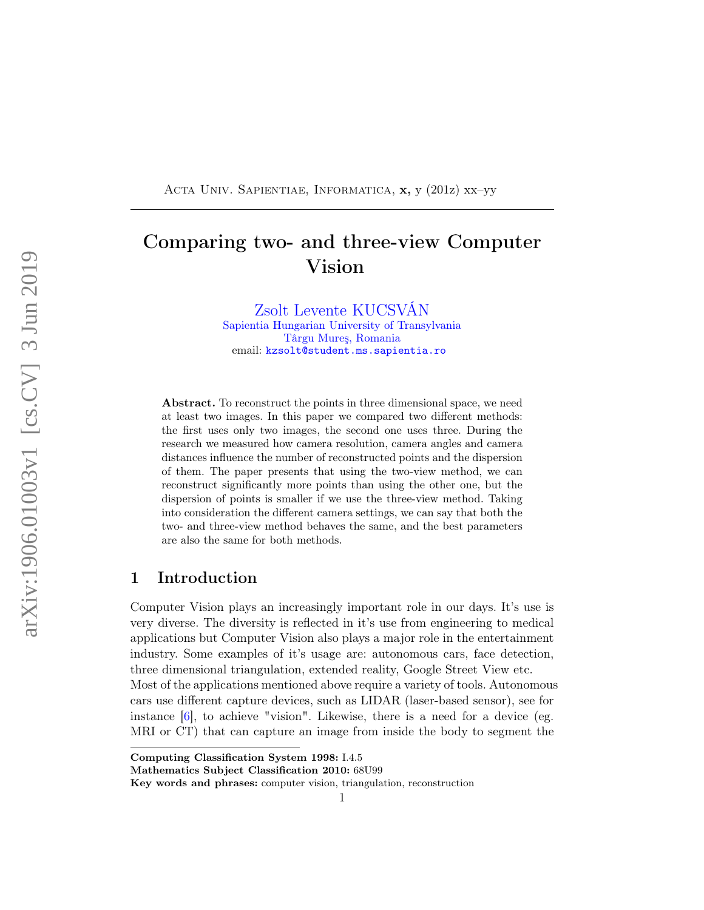# Comparing two- and three-view Computer Vision

Zsolt Levente KUCSVÁN
Sapientia Hungarian University of Transylvania
Târgu Mureş, Romania
email: kzsolt@student.ms.sapientia.ro

**Abstract.** To reconstruct the points in three dimensional space, we need at least two images. In this paper we compared two different methods: the first uses only two images, the second one uses three. During the research we measured how camera resolution, camera angles and camera distances influence the number of reconstructed points and the dispersion of them. The paper presents that using the two-view method, we can reconstruct significantly more points than using the other one, but the dispersion of points is smaller if we use the three-view method. Taking into consideration the different camera settings, we can say that both the two- and three-view method behaves the same, and the best parameters are also the same for both methods.

## 1 Introduction

Computer Vision plays an increasingly important role in our days. It's use is very diverse. The diversity is reflected in it's use from engineering to medical applications but Computer Vision also plays a major role in the entertainment industry. Some examples of it's usage are: autonomous cars, face detection, three dimensional triangulation, extended reality, Google Street View etc.
Most of the applications mentioned above require a variety of tools. Autonomous cars use different capture devices, such as LIDAR (laser-based sensor), see for instance [6], to achieve "vision". Likewise, there is a need for a device (eg. MRI or CT) that can capture an image from inside the body to segment the

---

**Computing Classification System 1998:** I.4.5
**Mathematics Subject Classification 2010:** 68U99
**Key words and phrases:** computer vision, triangulation, reconstruction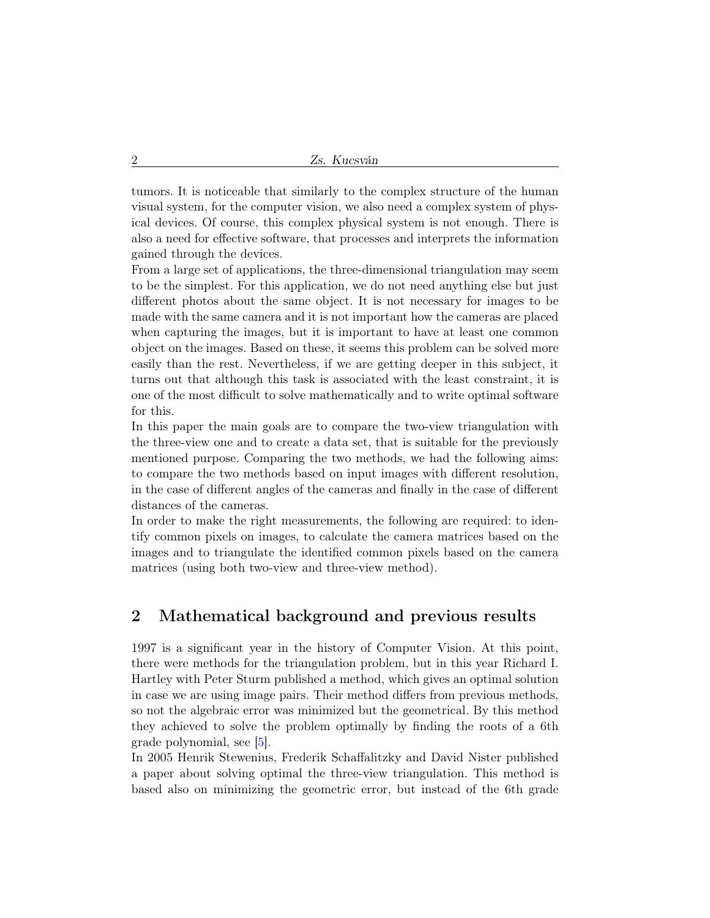tumors. It is noticeable that similarly to the complex structure of the human visual system, for the computer vision, we also need a complex system of physical devices. Of course, this complex physical system is not enough. There is also a need for effective software, that processes and interprets the information gained through the devices.

From a large set of applications, the three-dimensional triangulation may seem to be the simplest. For this application, we do not need anything else but just different photos about the same object. It is not necessary for images to be made with the same camera and it is not important how the cameras are placed when capturing the images, but it is important to have at least one common object on the images. Based on these, it seems this problem can be solved more easily than the rest. Nevertheless, if we are getting deeper in this subject, it turns out that although this task is associated with the least constraint, it is one of the most difficult to solve mathematically and to write optimal software for this.

In this paper the main goals are to compare the two-view triangulation with the three-view one and to create a data set, that is suitable for the previously mentioned purpose. Comparing the two methods, we had the following aims: to compare the two methods based on input images with different resolution, in the case of different angles of the cameras and finally in the case of different distances of the cameras.

In order to make the right measurements, the following are required: to identify common pixels on images, to calculate the camera matrices based on the images and to triangulate the identified common pixels based on the camera matrices (using both two-view and three-view method).

## 2 Mathematical background and previous results

1997 is a significant year in the history of Computer Vision. At this point, there were methods for the triangulation problem, but in this year Richard I. Hartley with Peter Sturm published a method, which gives an optimal solution in case we are using image pairs. Their method differs from previous methods, so not the algebraic error was minimized but the geometrical. By this method they achieved to solve the problem optimally by finding the roots of a 6th grade polynomial, see [5].

In 2005 Henrik Stewenius, Frederik Schaffalitzky and David Nister published a paper about solving optimal the three-view triangulation. This method is based also on minimizing the geometric error, but instead of the 6th grade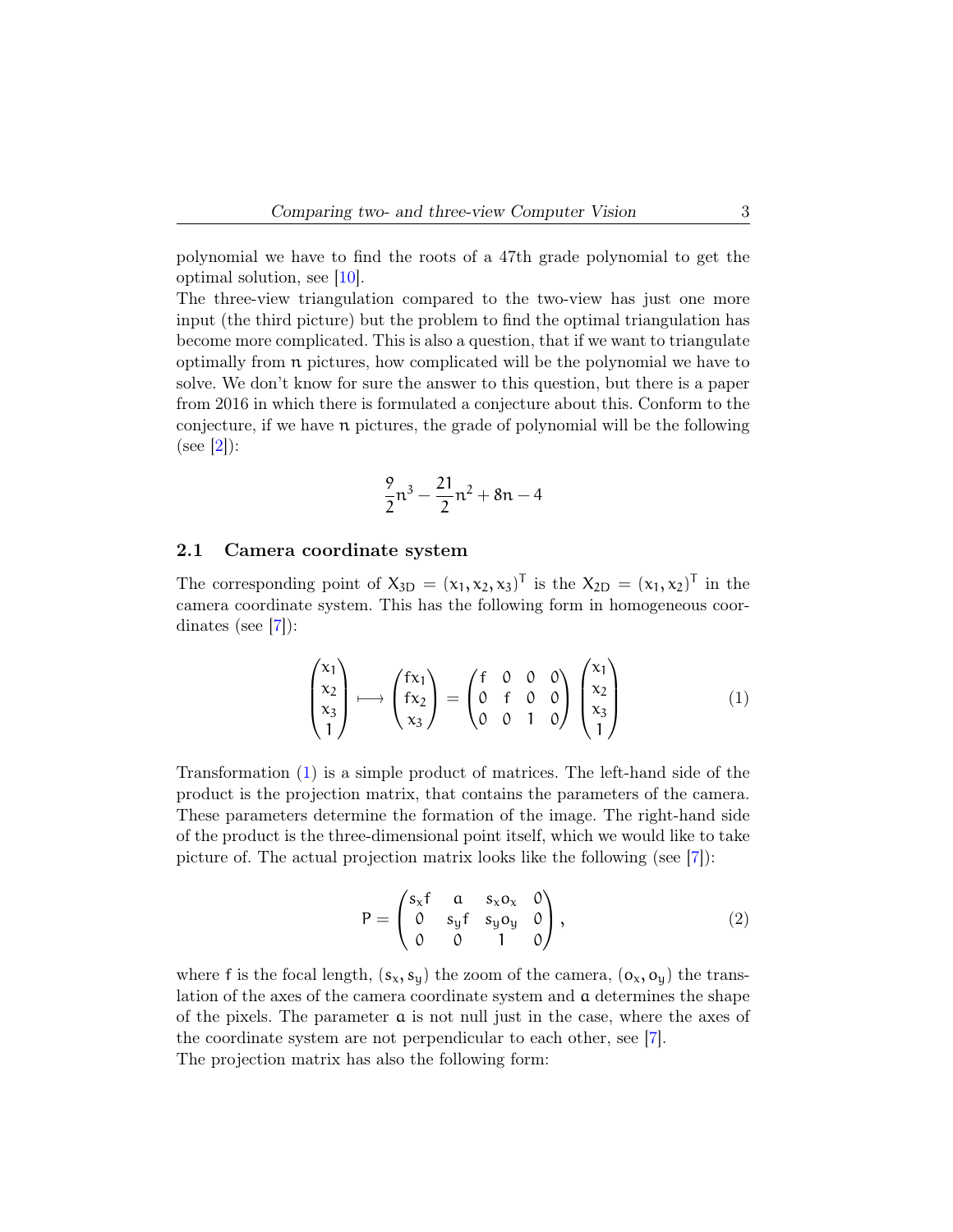polynomial we have to find the roots of a 47th grade polynomial to get the optimal solution, see [10].
The three-view triangulation compared to the two-view has just one more input (the third picture) but the problem to find the optimal triangulation has become more complicated. This is also a question, that if we want to triangulate optimally from $n$ pictures, how complicated will be the polynomial we have to solve. We don't know for sure the answer to this question, but there is a paper from 2016 in which there is formulated a conjecture about this. Conform to the conjecture, if we have $n$ pictures, the grade of polynomial will be the following (see [2]):

$$\frac{9}{2}n^3 - \frac{21}{2}n^2 + 8n - 4$$

## 2.1 Camera coordinate system

The corresponding point of $X_{3D} = (x_1, x_2, x_3)^T$ is the $X_{2D} = (x_1, x_2)^T$ in the camera coordinate system. This has the following form in homogeneous coordinates (see [7]):

$$\begin{pmatrix} x_1 \\ x_2 \\ x_3 \\ 1 \end{pmatrix} \longmapsto \begin{pmatrix} fx_1 \\ fx_2 \\ x_3 \end{pmatrix} = \begin{pmatrix} f & 0 & 0 & 0 \\ 0 & f & 0 & 0 \\ 0 & 0 & 1 & 0 \end{pmatrix} \begin{pmatrix} x_1 \\ x_2 \\ x_3 \\ 1 \end{pmatrix} \tag{1}$$

Transformation (1) is a simple product of matrices. The left-hand side of the product is the projection matrix, that contains the parameters of the camera. These parameters determine the formation of the image. The right-hand side of the product is the three-dimensional point itself, which we would like to take picture of. The actual projection matrix looks like the following (see [7]):

$$P = \begin{pmatrix} s_x f & a & s_x o_x & 0 \\ 0 & s_y f & s_y o_y & 0 \\ 0 & 0 & 1 & 0 \end{pmatrix}, \tag{2}$$

where $f$ is the focal length, $(s_x, s_y)$ the zoom of the camera, $(o_x, o_y)$ the translation of the axes of the camera coordinate system and $a$ determines the shape of the pixels. The parameter $a$ is not null just in the case, where the axes of the coordinate system are not perpendicular to each other, see [7].
The projection matrix has also the following form: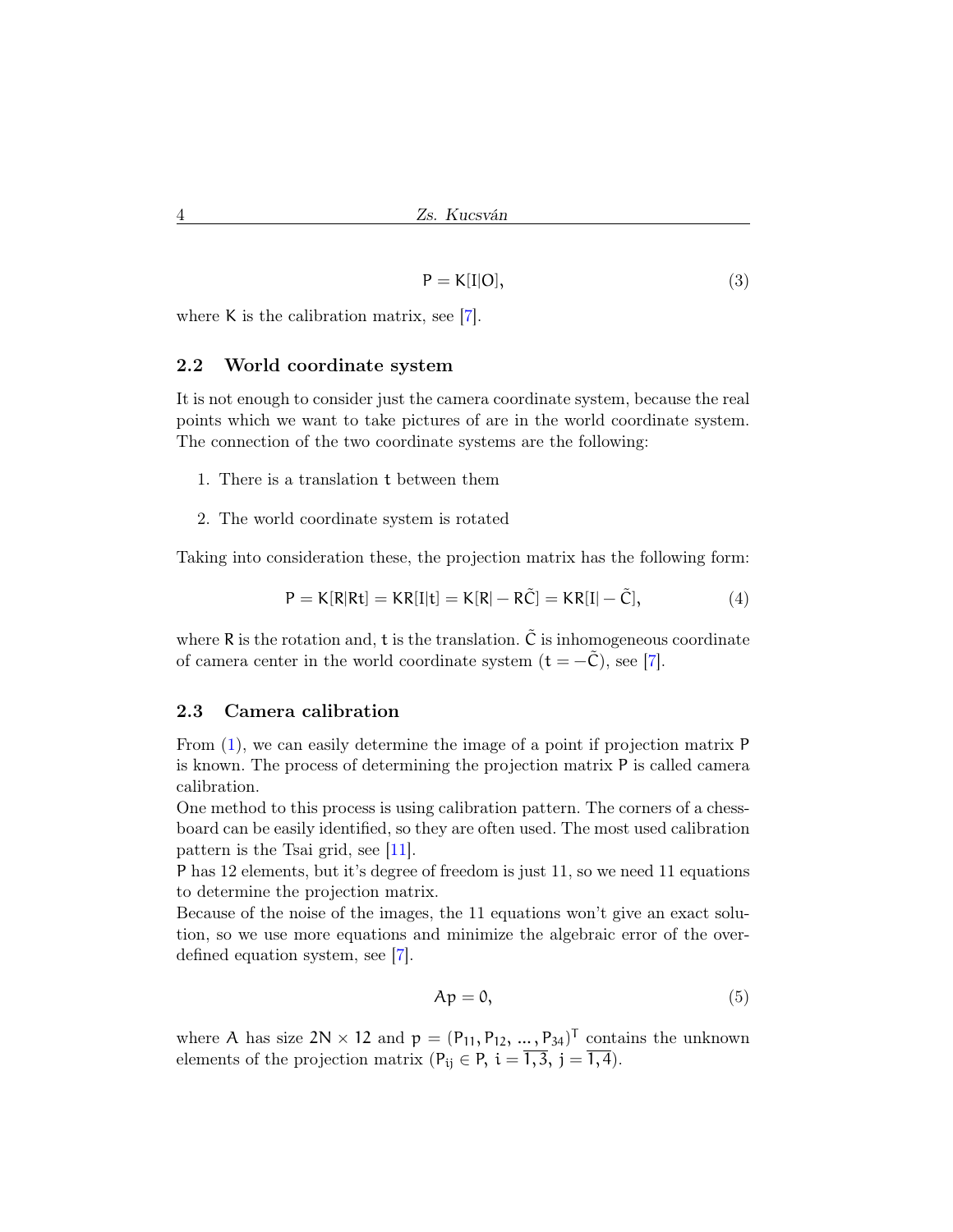$$\mathsf{P} = \mathsf{K}[\mathsf{I}|\mathsf{O}], \tag{3}$$

where $\mathsf{K}$ is the calibration matrix, see [7].

### 2.2 World coordinate system

It is not enough to consider just the camera coordinate system, because the real points which we want to take pictures of are in the world coordinate system. The connection of the two coordinate systems are the following:

1. There is a translation $\mathsf{t}$ between them
2. The world coordinate system is rotated

Taking into consideration these, the projection matrix has the following form:

$$\mathsf{P} = \mathsf{K}[\mathsf{R}|\mathsf{R}\mathsf{t}] = \mathsf{K}\mathsf{R}[\mathsf{I}|\mathsf{t}] = \mathsf{K}[\mathsf{R}| - \mathsf{R}\tilde{\mathsf{C}}] = \mathsf{K}\mathsf{R}[\mathsf{I}| - \tilde{\mathsf{C}}], \tag{4}$$

where $\mathsf{R}$ is the rotation and, $\mathsf{t}$ is the translation. $\tilde{\mathsf{C}}$ is inhomogeneous coordinate of camera center in the world coordinate system ($\mathsf{t} = -\tilde{\mathsf{C}}$), see [7].

### 2.3 Camera calibration

From (1), we can easily determine the image of a point if projection matrix $\mathsf{P}$ is known. The process of determining the projection matrix $\mathsf{P}$ is called camera calibration.

One method to this process is using calibration pattern. The corners of a chessboard can be easily identified, so they are often used. The most used calibration pattern is the Tsai grid, see [11].

$\mathsf{P}$ has 12 elements, but it's degree of freedom is just 11, so we need 11 equations to determine the projection matrix.

Because of the noise of the images, the 11 equations won't give an exact solution, so we use more equations and minimize the algebraic error of the overdefined equation system, see [7].

$$\mathsf{A}\mathsf{p} = 0, \tag{5}$$

where $\mathsf{A}$ has size $2\mathsf{N} \times 12$ and $\mathsf{p} = (\mathsf{P}_{11}, \mathsf{P}_{12}, \ldots, \mathsf{P}_{34})^\mathsf{T}$ contains the unknown elements of the projection matrix ($\mathsf{P}_{ij} \in \mathsf{P}$, $i = \overline{1,3}$, $j = \overline{1,4}$).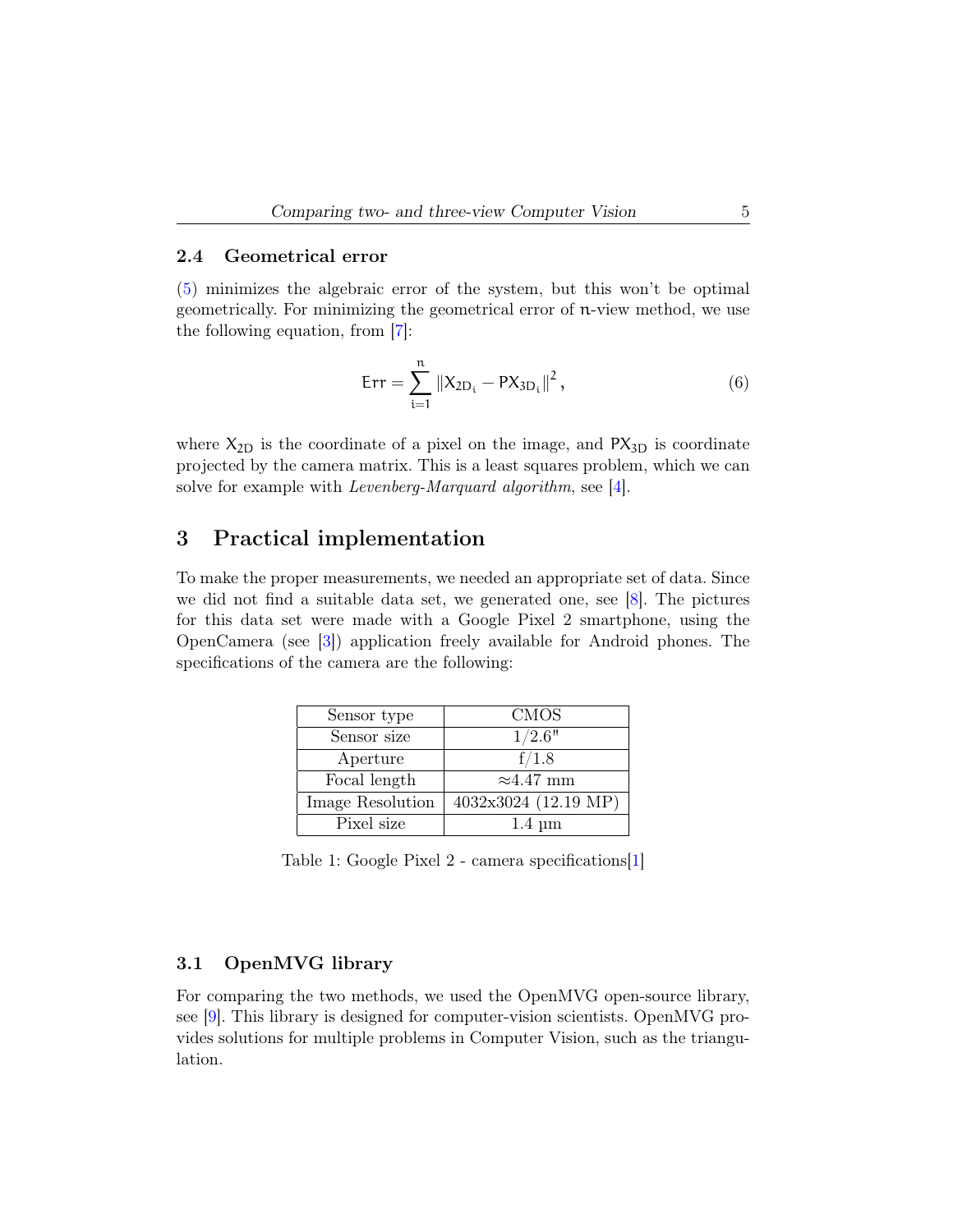### 2.4 Geometrical error

(5) minimizes the algebraic error of the system, but this won't be optimal geometrically. For minimizing the geometrical error of $n$-view method, we use the following equation, from [7]:

$$\mathsf{Err} = \sum_{i=1}^{n} \|X_{2D_i} - PX_{3D_i}\|^2, \tag{6}$$

where $X_{2D}$ is the coordinate of a pixel on the image, and $PX_{3D}$ is coordinate projected by the camera matrix. This is a least squares problem, which we can solve for example with *Levenberg-Marquard algorithm*, see [4].

## 3 Practical implementation

To make the proper measurements, we needed an appropriate set of data. Since we did not find a suitable data set, we generated one, see [8]. The pictures for this data set were made with a Google Pixel 2 smartphone, using the OpenCamera (see [3]) application freely available for Android phones. The specifications of the camera are the following:

| | |
|---|---|
| Sensor type | CMOS |
| Sensor size | 1/2.6" |
| Aperture | f/1.8 |
| Focal length | ≈4.47 mm |
| Image Resolution | 4032x3024 (12.19 MP) |
| Pixel size | 1.4 µm |

Table 1: Google Pixel 2 - camera specifications[1]

### 3.1 OpenMVG library

For comparing the two methods, we used the OpenMVG open-source library, see [9]. This library is designed for computer-vision scientists. OpenMVG provides solutions for multiple problems in Computer Vision, such as the triangulation.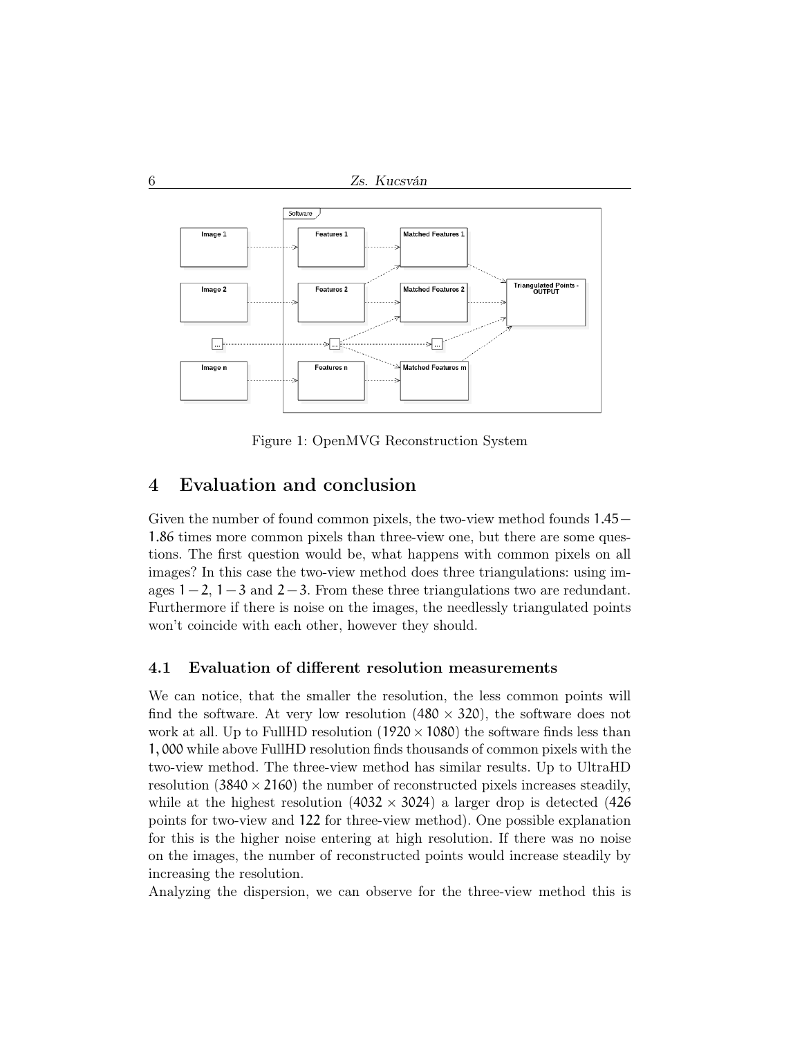Figure 1: OpenMVG Reconstruction System

## 4 Evaluation and conclusion

Given the number of found common pixels, the two-view method founds $1.45-1.86$ times more common pixels than three-view one, but there are some questions. The first question would be, what happens with common pixels on all images? In this case the two-view method does three triangulations: using images $1-2$, $1-3$ and $2-3$. From these three triangulations two are redundant. Furthermore if there is noise on the images, the needlessly triangulated points won't coincide with each other, however they should.

### 4.1 Evaluation of different resolution measurements

We can notice, that the smaller the resolution, the less common points will find the software. At very low resolution ($480 \times 320$), the software does not work at all. Up to FullHD resolution ($1920 \times 1080$) the software finds less than $1,000$ while above FullHD resolution finds thousands of common pixels with the two-view method. The three-view method has similar results. Up to UltraHD resolution ($3840 \times 2160$) the number of reconstructed pixels increases steadily, while at the highest resolution ($4032 \times 3024$) a larger drop is detected ($426$ points for two-view and $122$ for three-view method). One possible explanation for this is the higher noise entering at high resolution. If there was no noise on the images, the number of reconstructed points would increase steadily by increasing the resolution.
Analyzing the dispersion, we can observe for the three-view method this is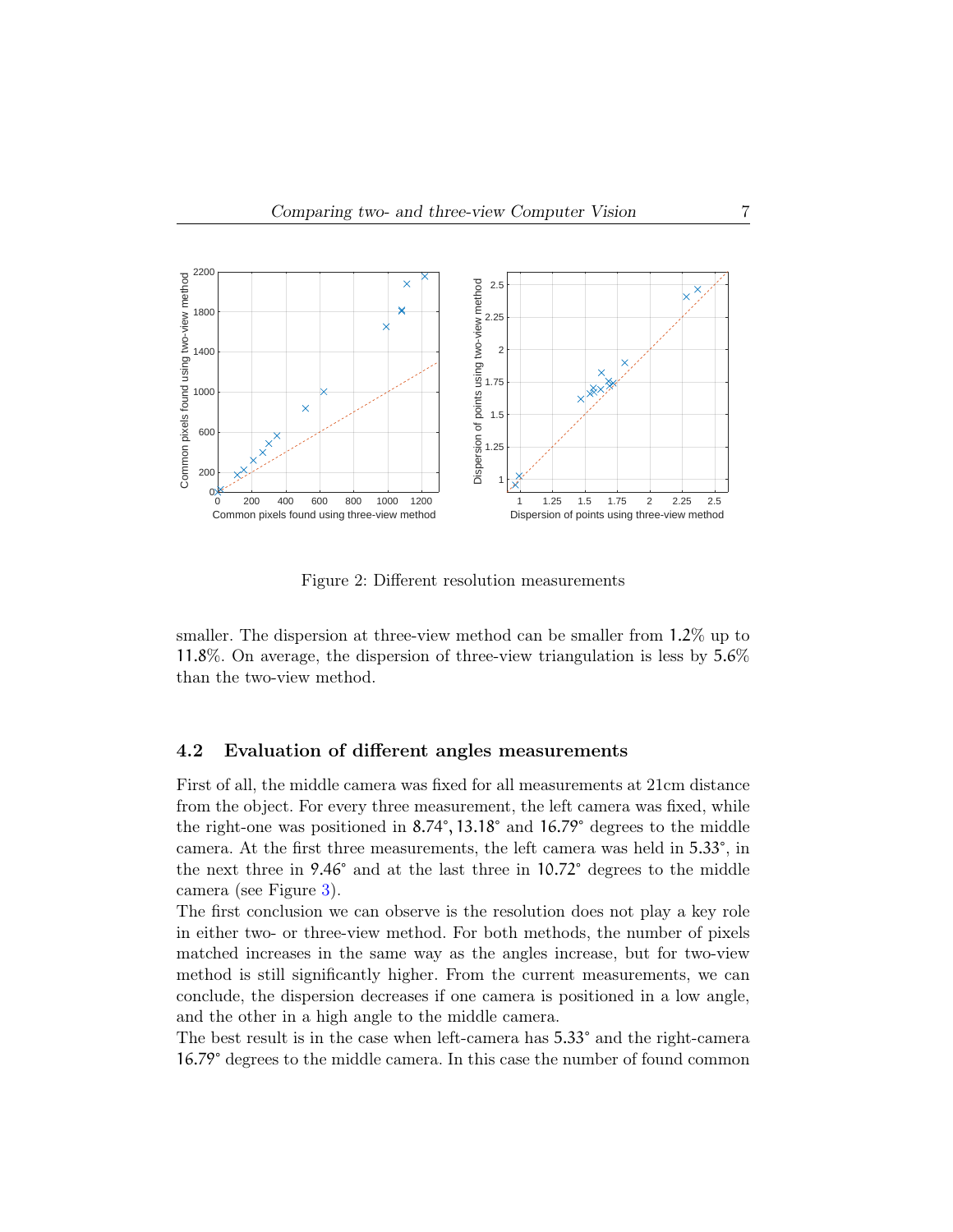Figure 2: Different resolution measurements

smaller. The dispersion at three-view method can be smaller from 1.2% up to 11.8%. On average, the dispersion of three-view triangulation is less by 5.6% than the two-view method.

### 4.2 Evaluation of different angles measurements

First of all, the middle camera was fixed for all measurements at 21cm distance from the object. For every three measurement, the left camera was fixed, while the right-one was positioned in 8.74°, 13.18° and 16.79° degrees to the middle camera. At the first three measurements, the left camera was held in 5.33°, in the next three in 9.46° and at the last three in 10.72° degrees to the middle camera (see Figure 3).

The first conclusion we can observe is the resolution does not play a key role in either two- or three-view method. For both methods, the number of pixels matched increases in the same way as the angles increase, but for two-view method is still significantly higher. From the current measurements, we can conclude, the dispersion decreases if one camera is positioned in a low angle, and the other in a high angle to the middle camera.

The best result is in the case when left-camera has 5.33° and the right-camera 16.79° degrees to the middle camera. In this case the number of found common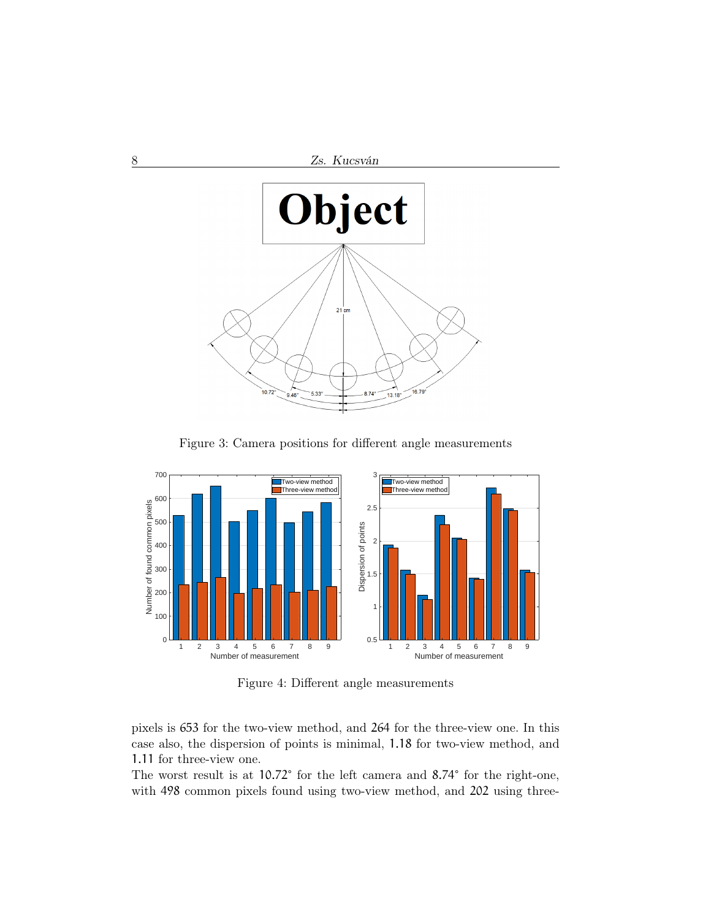Figure 3: Camera positions for different angle measurements

Figure 4: Different angle measurements

pixels is 653 for the two-view method, and 264 for the three-view one. In this case also, the dispersion of points is minimal, 1.18 for two-view method, and 1.11 for three-view one.

The worst result is at 10.72° for the left camera and 8.74° for the right-one, with 498 common pixels found using two-view method, and 202 using three-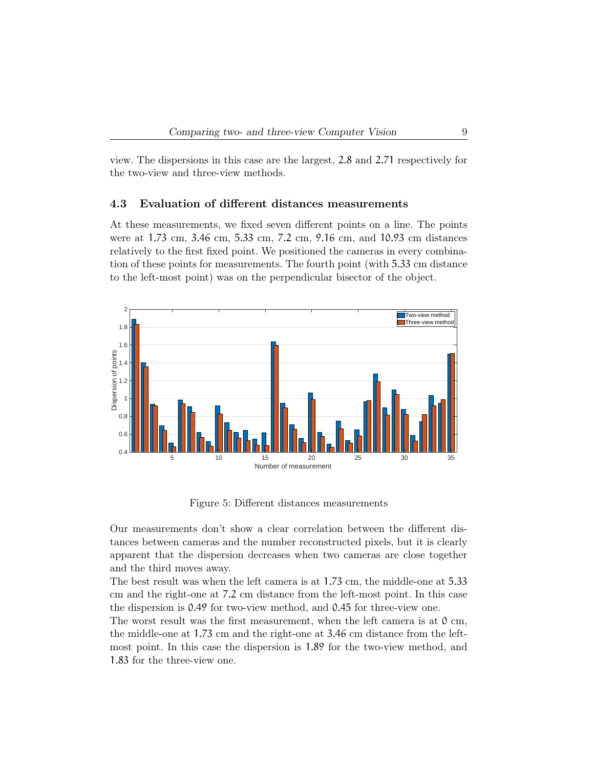view. The dispersions in this case are the largest, 2.8 and 2.71 respectively for the two-view and three-view methods.

### 4.3 Evaluation of different distances measurements

At these measurements, we fixed seven different points on a line. The points were at 1.73 cm, 3.46 cm, 5.33 cm, 7.2 cm, 9.16 cm, and 10.93 cm distances relatively to the first fixed point. We positioned the cameras in every combination of these points for measurements. The fourth point (with 5.33 cm distance to the left-most point) was on the perpendicular bisector of the object.

Figure 5: Different distances measurements

Our measurements don't show a clear correlation between the different distances between cameras and the number reconstructed pixels, but it is clearly apparent that the dispersion decreases when two cameras are close together and the third moves away.

The best result was when the left camera is at 1.73 cm, the middle-one at 5.33 cm and the right-one at 7.2 cm distance from the left-most point. In this case the dispersion is 0.49 for two-view method, and 0.45 for three-view one.

The worst result was the first measurement, when the left camera is at 0 cm, the middle-one at 1.73 cm and the right-one at 3.46 cm distance from the left-most point. In this case the dispersion is 1.89 for the two-view method, and 1.83 for the three-view one.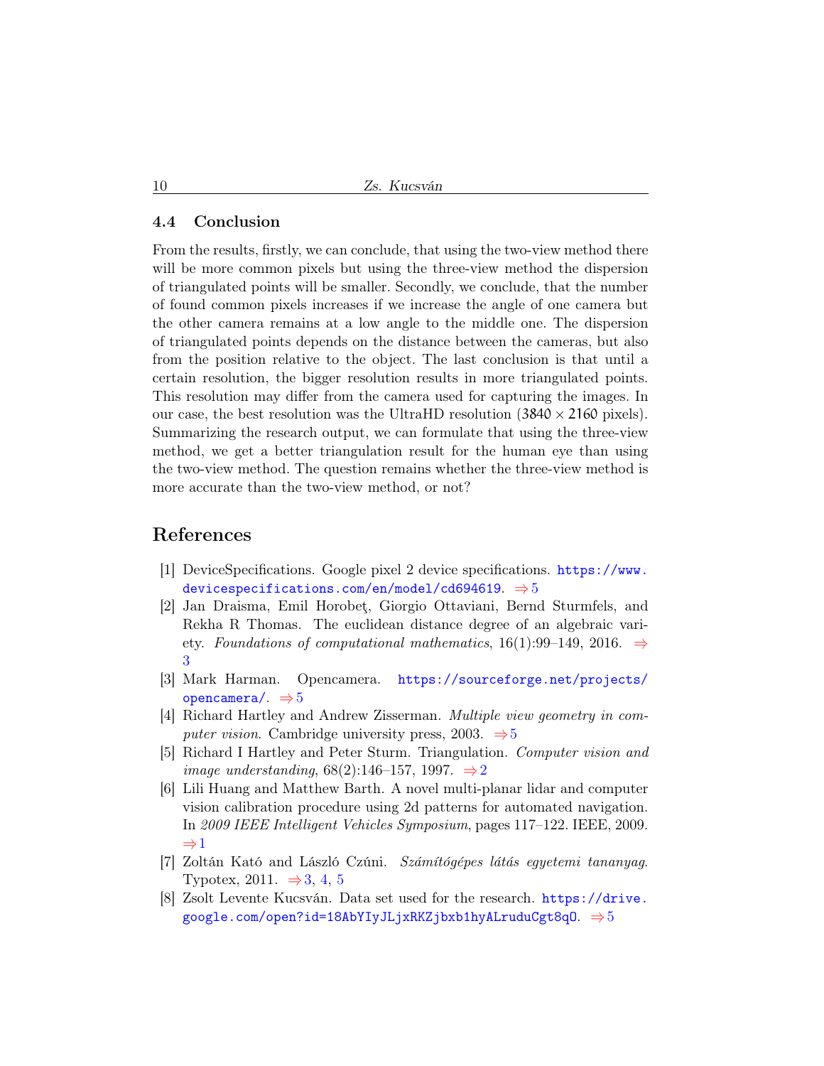### 4.4 Conclusion

From the results, firstly, we can conclude, that using the two-view method there will be more common pixels but using the three-view method the dispersion of triangulated points will be smaller. Secondly, we conclude, that the number of found common pixels increases if we increase the angle of one camera but the other camera remains at a low angle to the middle one. The dispersion of triangulated points depends on the distance between the cameras, but also from the position relative to the object. The last conclusion is that until a certain resolution, the bigger resolution results in more triangulated points. This resolution may differ from the camera used for capturing the images. In our case, the best resolution was the UltraHD resolution ($3840 \times 2160$ pixels). Summarizing the research output, we can formulate that using the three-view method, we get a better triangulation result for the human eye than using the two-view method. The question remains whether the three-view method is more accurate than the two-view method, or not?

## References

[1] DeviceSpecifications. Google pixel 2 device specifications. https://www.devicespecifications.com/en/model/cd694619. ⇒ 5

[2] Jan Draisma, Emil Horobeţ, Giorgio Ottaviani, Bernd Sturmfels, and Rekha R Thomas. The euclidean distance degree of an algebraic variety. *Foundations of computational mathematics*, 16(1):99–149, 2016. ⇒ 3

[3] Mark Harman. Opencamera. https://sourceforge.net/projects/opencamera/. ⇒ 5

[4] Richard Hartley and Andrew Zisserman. *Multiple view geometry in computer vision*. Cambridge university press, 2003. ⇒ 5

[5] Richard I Hartley and Peter Sturm. Triangulation. *Computer vision and image understanding*, 68(2):146–157, 1997. ⇒ 2

[6] Lili Huang and Matthew Barth. A novel multi-planar lidar and computer vision calibration procedure using 2d patterns for automated navigation. In *2009 IEEE Intelligent Vehicles Symposium*, pages 117–122. IEEE, 2009. ⇒ 1

[7] Zoltán Kató and László Czúni. *Számítógépes látás egyetemi tananyag*. Typotex, 2011. ⇒ 3, 4, 5

[8] Zsolt Levente Kucsván. Data set used for the research. https://drive.google.com/open?id=18AbYIyJLjxRKZjbxb1hyALruduCgt8qO. ⇒ 5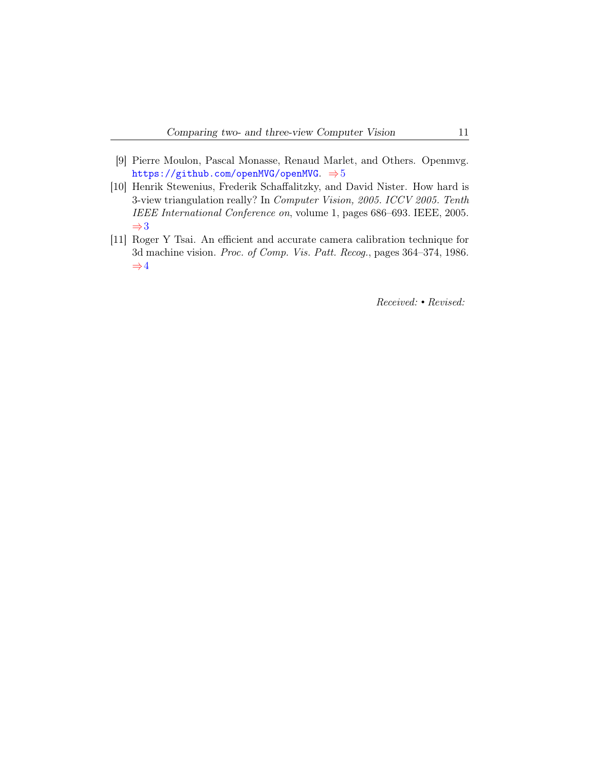[9] Pierre Moulon, Pascal Monasse, Renaud Marlet, and Others. Openmvg. https://github.com/openMVG/openMVG. ⇒5

[10] Henrik Stewenius, Frederik Schaffalitzky, and David Nister. How hard is 3-view triangulation really? In *Computer Vision, 2005. ICCV 2005. Tenth IEEE International Conference on*, volume 1, pages 686–693. IEEE, 2005. ⇒3

[11] Roger Y Tsai. An efficient and accurate camera calibration technique for 3d machine vision. *Proc. of Comp. Vis. Patt. Recog.*, pages 364–374, 1986. ⇒4

*Received:* • *Revised:*